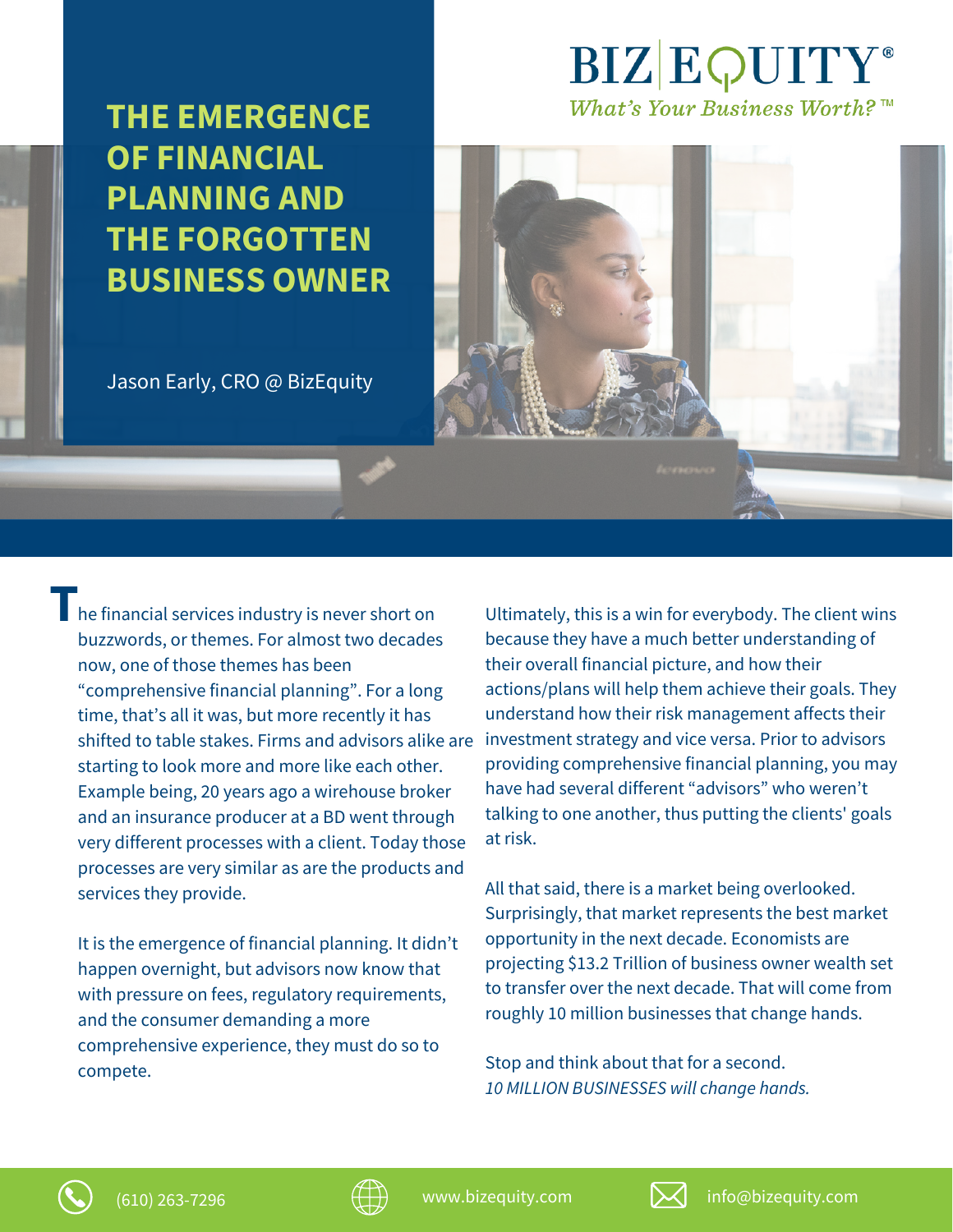# THE EMERGENCE OF FINANCIAL PLANNING AND THE FORGOTTEN BUSINESS OWNER

Jason Early, CRO @ BizEquity

The financial services industry is never short on buzzwords, or themes. For almost two decades now, one of those themes has been "comprehensive financial planning". For a long time, that's all it was, but more recently it has shifted to table stakes. Firms and advisors alike are starting to look more and more like each other. Example being, 20 years ago a wirehouse broker and an insurance producer at a BD went through very different processes with a client. Today those processes are very similar as are the products and services they provide.

It is the emergence of financial planning. It didn't happen overnight, but advisors now know that with pressure on fees, regulatory requirements, and the consumer demanding a more comprehensive experience, they must do so to compete.

Ultimately, this is a win for everybody. The client wins because they have a much better understanding of their overall financial picture, and how their actions/plans will help them achieve their goals. They understand how their risk management affects their investment strategy and vice versa. Prior to advisors providing comprehensive financial planning, you may have had several different "advisors" who weren't talking to one another, thus putting the clients' goals at risk.

All that said, there is a market being overlooked. Surprisingly, that market represents the best market opportunity in the next decade. Economists are projecting $13.2 Trillion of business owner wealth set to transfer over the next decade. That will come from roughly 10 million businesses that change hands.

Stop and think about that for a second.
*10 MILLION BUSINESSES will change hands.*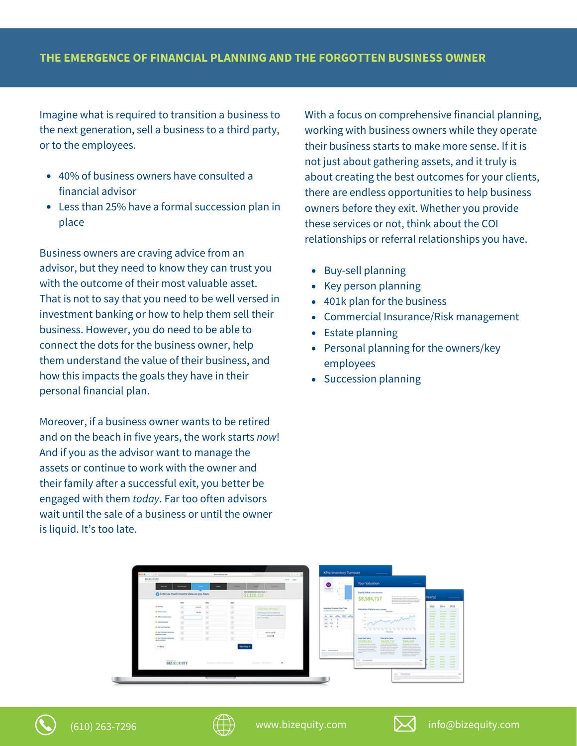## THE EMERGENCE OF FINANCIAL PLANNING AND THE FORGOTTEN BUSINESS OWNER

Imagine what is required to transition a business to the next generation, sell a business to a third party, or to the employees.

- 40% of business owners have consulted a financial advisor
- Less than 25% have a formal succession plan in place

Business owners are craving advice from an advisor, but they need to know they can trust you with the outcome of their most valuable asset. That is not to say that you need to be well versed in investment banking or how to help them sell their business. However, you do need to be able to connect the dots for the business owner, help them understand the value of their business, and how this impacts the goals they have in their personal financial plan.

Moreover, if a business owner wants to be retired and on the beach in five years, the work starts *now*! And if you as the advisor want to manage the assets or continue to work with the owner and their family after a successful exit, you better be engaged with them *today*. Far too often advisors wait until the sale of a business or until the owner is liquid. It's too late.

With a focus on comprehensive financial planning, working with business owners while they operate their business starts to make more sense. If it is not just about gathering assets, and it truly is about creating the best outcomes for your clients, there are endless opportunities to help business owners before they exit. Whether you provide these services or not, think about the COI relationships or referral relationships you have.

- Buy-sell planning
- Key person planning
- 401k plan for the business
- Commercial Insurance/Risk management
- Estate planning
- Personal planning for the owners/key employees
- Succession planning

(610) 263-7296 www.bizequity.com info@bizequity.com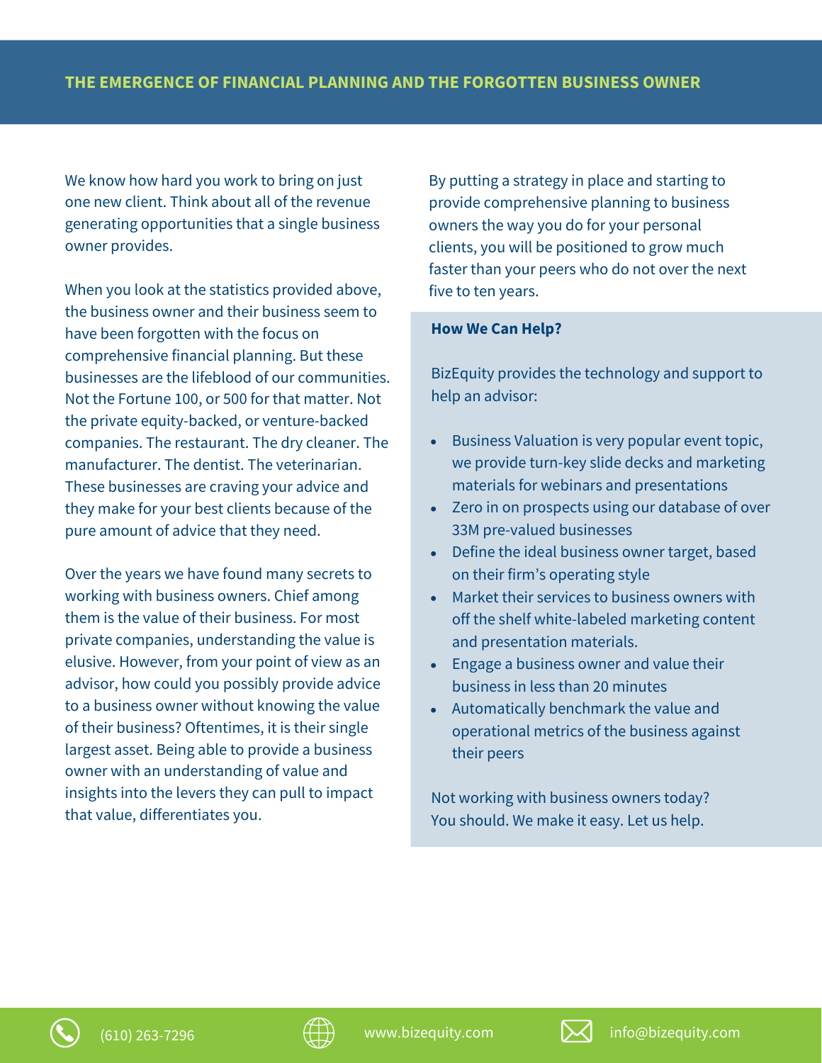## THE EMERGENCE OF FINANCIAL PLANNING AND THE FORGOTTEN BUSINESS OWNER

We know how hard you work to bring on just one new client. Think about all of the revenue generating opportunities that a single business owner provides.

When you look at the statistics provided above, the business owner and their business seem to have been forgotten with the focus on comprehensive financial planning. But these businesses are the lifeblood of our communities. Not the Fortune 100, or 500 for that matter. Not the private equity-backed, or venture-backed companies. The restaurant. The dry cleaner. The manufacturer. The dentist. The veterinarian. These businesses are craving your advice and they make for your best clients because of the pure amount of advice that they need.

Over the years we have found many secrets to working with business owners. Chief among them is the value of their business. For most private companies, understanding the value is elusive. However, from your point of view as an advisor, how could you possibly provide advice to a business owner without knowing the value of their business? Oftentimes, it is their single largest asset. Being able to provide a business owner with an understanding of value and insights into the levers they can pull to impact that value, differentiates you.

By putting a strategy in place and starting to provide comprehensive planning to business owners the way you do for your personal clients, you will be positioned to grow much faster than your peers who do not over the next five to ten years.

**How We Can Help?**

BizEquity provides the technology and support to help an advisor:

- Business Valuation is very popular event topic, we provide turn-key slide decks and marketing materials for webinars and presentations
- Zero in on prospects using our database of over 33M pre-valued businesses
- Define the ideal business owner target, based on their firm's operating style
- Market their services to business owners with off the shelf white-labeled marketing content and presentation materials.
- Engage a business owner and value their business in less than 20 minutes
- Automatically benchmark the value and operational metrics of the business against their peers

Not working with business owners today? You should. We make it easy. Let us help.

(610) 263-7296 www.bizequity.com info@bizequity.com